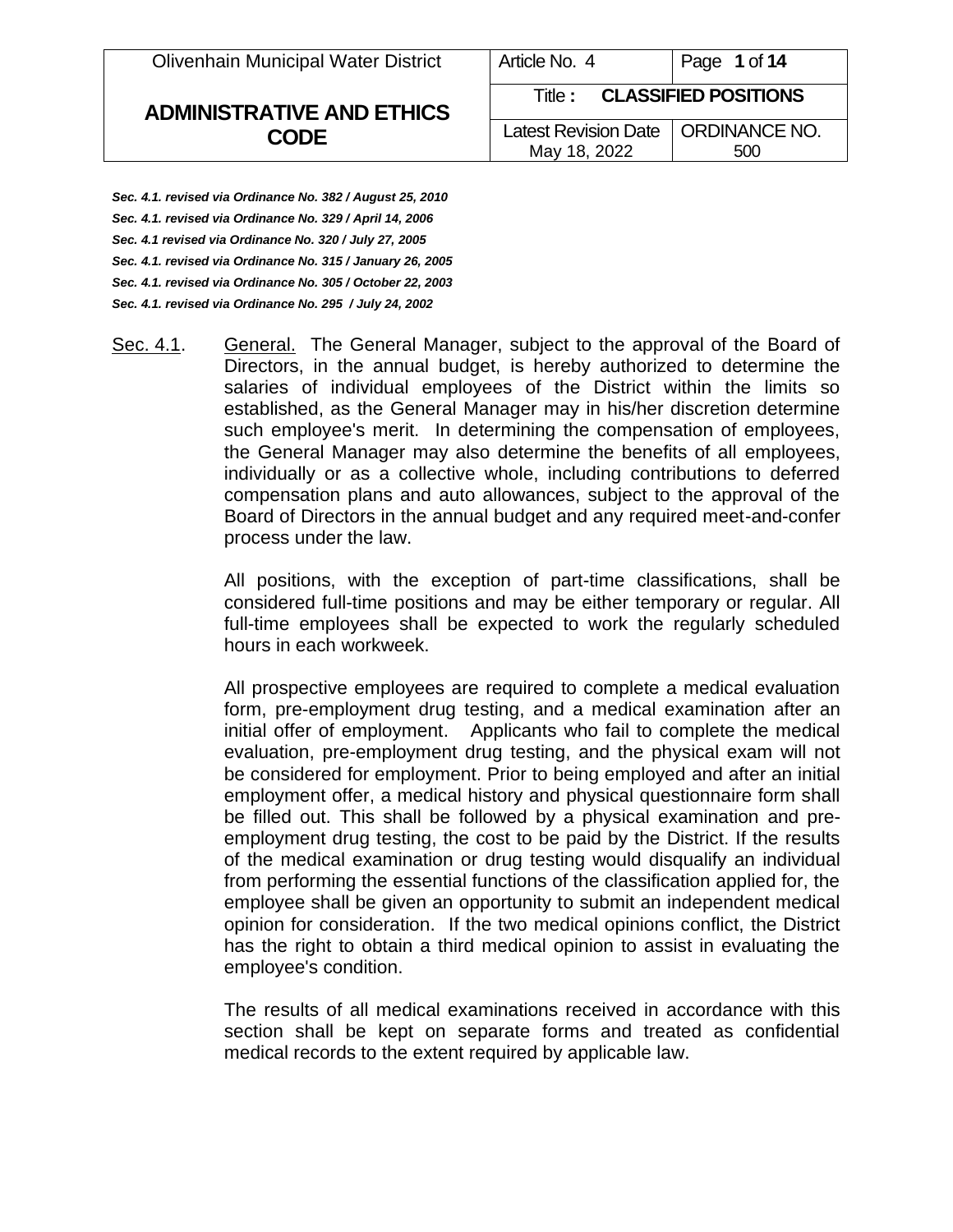*Sec. 4.1. revised via Ordinance No. 382 / August 25, 2010*

*Sec. 4.1. revised via Ordinance No. 329 / April 14, 2006*

*Sec. 4.1 revised via Ordinance No. 320 / July 27, 2005*

*Sec. 4.1. revised via Ordinance No. 315 / January 26, 2005*

*Sec. 4.1. revised via Ordinance No. 305 / October 22, 2003*

*Sec. 4.1. revised via Ordinance No. 295 / July 24, 2002*

Sec. 4.1. General. The General Manager, subject to the approval of the Board of Directors, in the annual budget, is hereby authorized to determine the salaries of individual employees of the District within the limits so established, as the General Manager may in his/her discretion determine such employee's merit. In determining the compensation of employees, the General Manager may also determine the benefits of all employees, individually or as a collective whole, including contributions to deferred compensation plans and auto allowances, subject to the approval of the Board of Directors in the annual budget and any required meet-and-confer process under the law.

All positions, with the exception of part-time classifications, shall be considered full-time positions and may be either temporary or regular. All full-time employees shall be expected to work the regularly scheduled hours in each workweek.

All prospective employees are required to complete a medical evaluation form, pre-employment drug testing, and a medical examination after an initial offer of employment. Applicants who fail to complete the medical evaluation, pre-employment drug testing, and the physical exam will not be considered for employment. Prior to being employed and after an initial employment offer, a medical history and physical questionnaire form shall be filled out. This shall be followed by a physical examination and pre-employment drug testing, the cost to be paid by the District. If the results of the medical examination or drug testing would disqualify an individual from performing the essential functions of the classification applied for, the employee shall be given an opportunity to submit an independent medical opinion for consideration. If the two medical opinions conflict, the District has the right to obtain a third medical opinion to assist in evaluating the employee's condition.

The results of all medical examinations received in accordance with this section shall be kept on separate forms and treated as confidential medical records to the extent required by applicable law.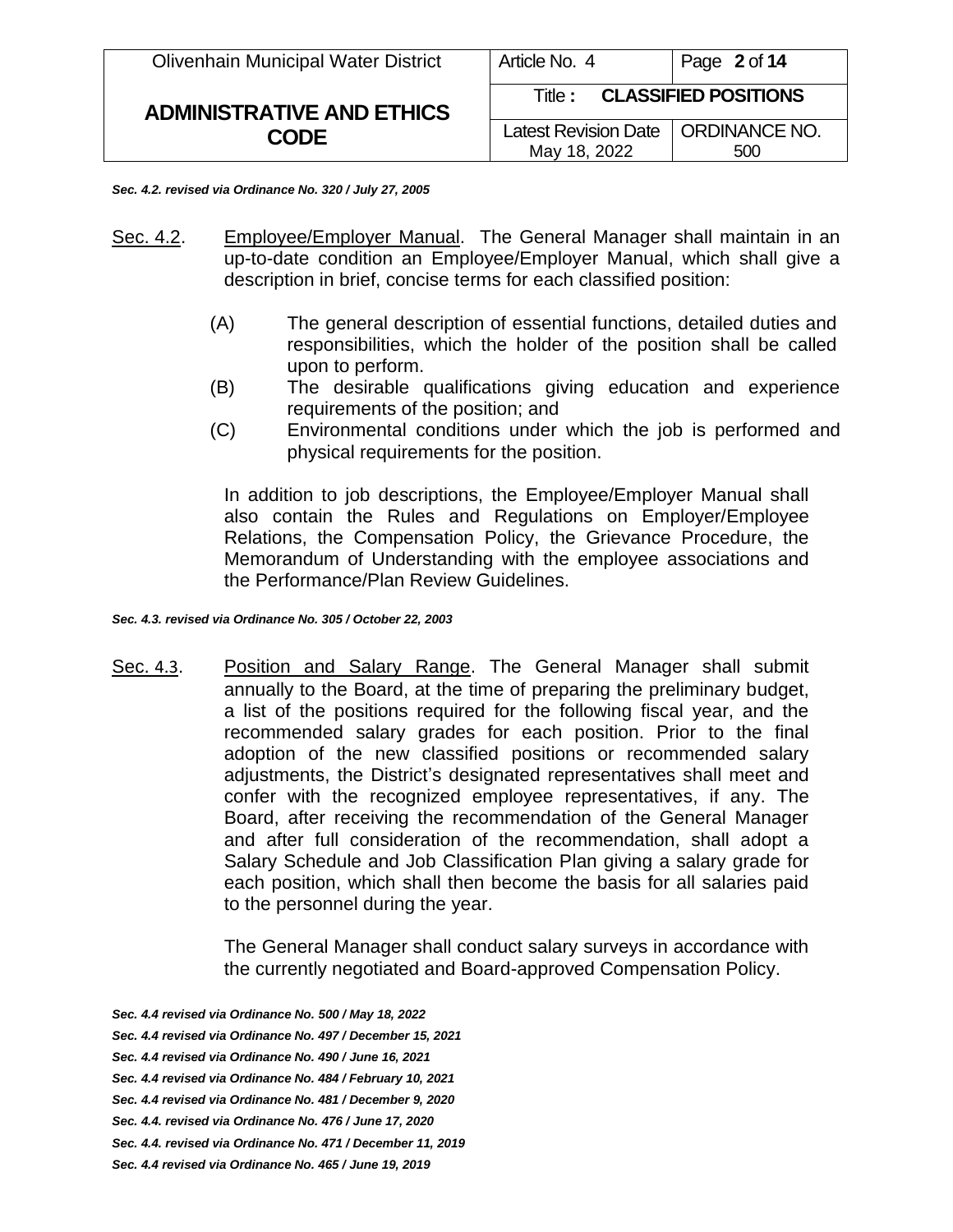***Sec. 4.2. revised via Ordinance No. 320 / July 27, 2005***

<u>Sec. 4.2</u>. <u>Employee/Employer Manual</u>. The General Manager shall maintain in an up-to-date condition an Employee/Employer Manual, which shall give a description in brief, concise terms for each classified position:

(A) The general description of essential functions, detailed duties and responsibilities, which the holder of the position shall be called upon to perform.

(B) The desirable qualifications giving education and experience requirements of the position; and

(C) Environmental conditions under which the job is performed and physical requirements for the position.

In addition to job descriptions, the Employee/Employer Manual shall also contain the Rules and Regulations on Employer/Employee Relations, the Compensation Policy, the Grievance Procedure, the Memorandum of Understanding with the employee associations and the Performance/Plan Review Guidelines.

***Sec. 4.3. revised via Ordinance No. 305 / October 22, 2003***

<u>Sec. 4.3</u>. <u>Position and Salary Range</u>. The General Manager shall submit annually to the Board, at the time of preparing the preliminary budget, a list of the positions required for the following fiscal year, and the recommended salary grades for each position. Prior to the final adoption of the new classified positions or recommended salary adjustments, the District's designated representatives shall meet and confer with the recognized employee representatives, if any. The Board, after receiving the recommendation of the General Manager and after full consideration of the recommendation, shall adopt a Salary Schedule and Job Classification Plan giving a salary grade for each position, which shall then become the basis for all salaries paid to the personnel during the year.

The General Manager shall conduct salary surveys in accordance with the currently negotiated and Board-approved Compensation Policy.

***Sec. 4.4 revised via Ordinance No. 500 / May 18, 2022***
***Sec. 4.4 revised via Ordinance No. 497 / December 15, 2021***
***Sec. 4.4 revised via Ordinance No. 490 / June 16, 2021***
***Sec. 4.4 revised via Ordinance No. 484 / February 10, 2021***
***Sec. 4.4 revised via Ordinance No. 481 / December 9, 2020***
***Sec. 4.4. revised via Ordinance No. 476 / June 17, 2020***
***Sec. 4.4. revised via Ordinance No. 471 / December 11, 2019***
***Sec. 4.4 revised via Ordinance No. 465 / June 19, 2019***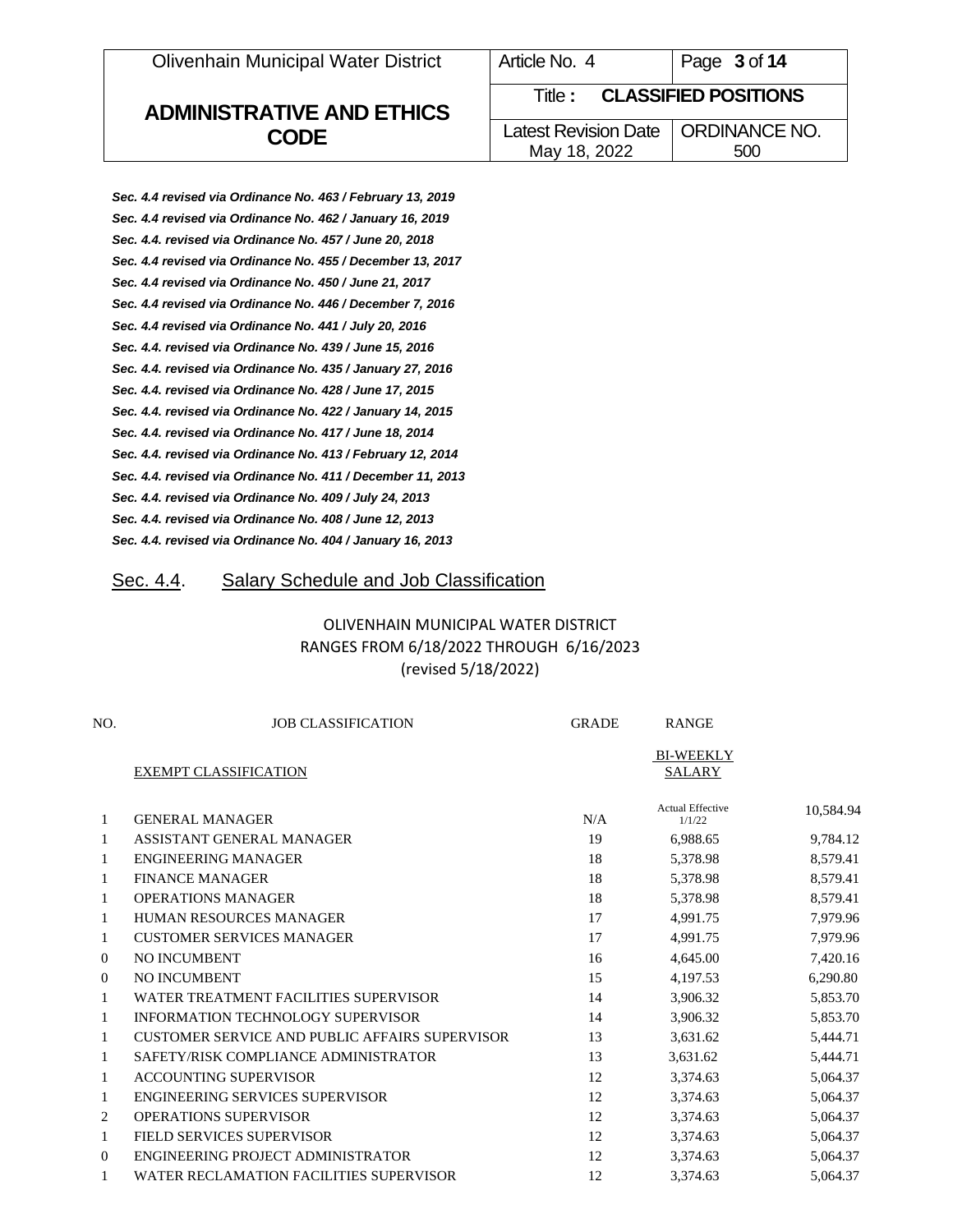*Sec. 4.4 revised via Ordinance No. 463 / February 13, 2019*

*Sec. 4.4 revised via Ordinance No. 462 / January 16, 2019*

*Sec. 4.4. revised via Ordinance No. 457 / June 20, 2018*

*Sec. 4.4 revised via Ordinance No. 455 / December 13, 2017*

*Sec. 4.4 revised via Ordinance No. 450 / June 21, 2017*

*Sec. 4.4 revised via Ordinance No. 446 / December 7, 2016*

*Sec. 4.4 revised via Ordinance No. 441 / July 20, 2016*

*Sec. 4.4. revised via Ordinance No. 439 / June 15, 2016*

*Sec. 4.4. revised via Ordinance No. 435 / January 27, 2016*

*Sec. 4.4. revised via Ordinance No. 428 / June 17, 2015*

*Sec. 4.4. revised via Ordinance No. 422 / January 14, 2015*

*Sec. 4.4. revised via Ordinance No. 417 / June 18, 2014*

*Sec. 4.4. revised via Ordinance No. 413 / February 12, 2014*

*Sec. 4.4. revised via Ordinance No. 411 / December 11, 2013*

*Sec. 4.4. revised via Ordinance No. 409 / July 24, 2013*

*Sec. 4.4. revised via Ordinance No. 408 / June 12, 2013*

*Sec. 4.4. revised via Ordinance No. 404 / January 16, 2013*

## Sec. 4.4. Salary Schedule and Job Classification

OLIVENHAIN MUNICIPAL WATER DISTRICT
RANGES FROM 6/18/2022 THROUGH 6/16/2023
(revised 5/18/2022)

| NO. | JOB CLASSIFICATION | GRADE | RANGE | |
|---|---|---|---|---|
| | EXEMPT CLASSIFICATION | | BI-WEEKLY SALARY | |
| 1 | GENERAL MANAGER | N/A | Actual Effective 1/1/22 | 10,584.94 |
| 1 | ASSISTANT GENERAL MANAGER | 19 | 6,988.65 | 9,784.12 |
| 1 | ENGINEERING MANAGER | 18 | 5,378.98 | 8,579.41 |
| 1 | FINANCE MANAGER | 18 | 5,378.98 | 8,579.41 |
| 1 | OPERATIONS MANAGER | 18 | 5,378.98 | 8,579.41 |
| 1 | HUMAN RESOURCES MANAGER | 17 | 4,991.75 | 7,979.96 |
| 1 | CUSTOMER SERVICES MANAGER | 17 | 4,991.75 | 7,979.96 |
| 0 | NO INCUMBENT | 16 | 4,645.00 | 7,420.16 |
| 0 | NO INCUMBENT | 15 | 4,197.53 | 6,290.80 |
| 1 | WATER TREATMENT FACILITIES SUPERVISOR | 14 | 3,906.32 | 5,853.70 |
| 1 | INFORMATION TECHNOLOGY SUPERVISOR | 14 | 3,906.32 | 5,853.70 |
| 1 | CUSTOMER SERVICE AND PUBLIC AFFAIRS SUPERVISOR | 13 | 3,631.62 | 5,444.71 |
| 1 | SAFETY/RISK COMPLIANCE ADMINISTRATOR | 13 | 3,631.62 | 5,444.71 |
| 1 | ACCOUNTING SUPERVISOR | 12 | 3,374.63 | 5,064.37 |
| 1 | ENGINEERING SERVICES SUPERVISOR | 12 | 3,374.63 | 5,064.37 |
| 2 | OPERATIONS SUPERVISOR | 12 | 3,374.63 | 5,064.37 |
| 1 | FIELD SERVICES SUPERVISOR | 12 | 3,374.63 | 5,064.37 |
| 0 | ENGINEERING PROJECT ADMINISTRATOR | 12 | 3,374.63 | 5,064.37 |
| 1 | WATER RECLAMATION FACILITIES SUPERVISOR | 12 | 3,374.63 | 5,064.37 |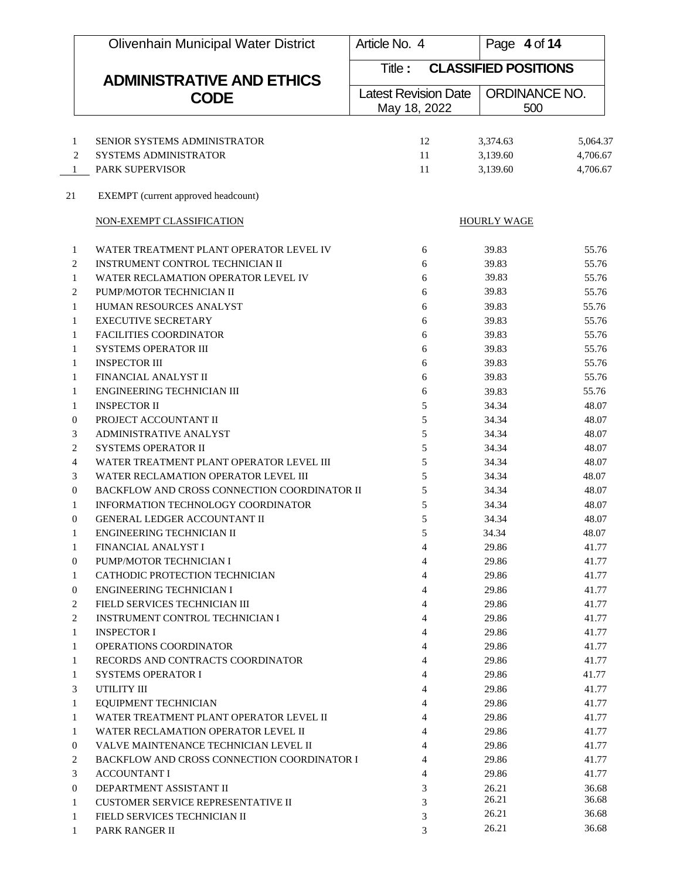| | | | | |
|---|---|---|---|---|
| 1 | SENIOR SYSTEMS ADMINISTRATOR | 12 | 3,374.63 | 5,064.37 |
| 2 | SYSTEMS ADMINISTRATOR | 11 | 3,139.60 | 4,706.67 |
| 1 | PARK SUPERVISOR | 11 | 3,139.60 | 4,706.67 |

21 EXEMPT (current approved headcount)

| | NON-EXEMPT CLASSIFICATION | | HOURLY WAGE | |
|---|---|---|---|---|
| 1 | WATER TREATMENT PLANT OPERATOR LEVEL IV | 6 | 39.83 | 55.76 |
| 2 | INSTRUMENT CONTROL TECHNICIAN II | 6 | 39.83 | 55.76 |
| 1 | WATER RECLAMATION OPERATOR LEVEL IV | 6 | 39.83 | 55.76 |
| 2 | PUMP/MOTOR TECHNICIAN II | 6 | 39.83 | 55.76 |
| 1 | HUMAN RESOURCES ANALYST | 6 | 39.83 | 55.76 |
| 1 | EXECUTIVE SECRETARY | 6 | 39.83 | 55.76 |
| 1 | FACILITIES COORDINATOR | 6 | 39.83 | 55.76 |
| 1 | SYSTEMS OPERATOR III | 6 | 39.83 | 55.76 |
| 1 | INSPECTOR III | 6 | 39.83 | 55.76 |
| 1 | FINANCIAL ANALYST II | 6 | 39.83 | 55.76 |
| 1 | ENGINEERING TECHNICIAN III | 6 | 39.83 | 55.76 |
| 1 | INSPECTOR II | 5 | 34.34 | 48.07 |
| 0 | PROJECT ACCOUNTANT II | 5 | 34.34 | 48.07 |
| 3 | ADMINISTRATIVE ANALYST | 5 | 34.34 | 48.07 |
| 2 | SYSTEMS OPERATOR II | 5 | 34.34 | 48.07 |
| 4 | WATER TREATMENT PLANT OPERATOR LEVEL III | 5 | 34.34 | 48.07 |
| 3 | WATER RECLAMATION OPERATOR LEVEL III | 5 | 34.34 | 48.07 |
| 0 | BACKFLOW AND CROSS CONNECTION COORDINATOR II | 5 | 34.34 | 48.07 |
| 1 | INFORMATION TECHNOLOGY COORDINATOR | 5 | 34.34 | 48.07 |
| 0 | GENERAL LEDGER ACCOUNTANT II | 5 | 34.34 | 48.07 |
| 1 | ENGINEERING TECHNICIAN II | 5 | 34.34 | 48.07 |
| 1 | FINANCIAL ANALYST I | 4 | 29.86 | 41.77 |
| 0 | PUMP/MOTOR TECHNICIAN I | 4 | 29.86 | 41.77 |
| 1 | CATHODIC PROTECTION TECHNICIAN | 4 | 29.86 | 41.77 |
| 0 | ENGINEERING TECHNICIAN I | 4 | 29.86 | 41.77 |
| 2 | FIELD SERVICES TECHNICIAN III | 4 | 29.86 | 41.77 |
| 2 | INSTRUMENT CONTROL TECHNICIAN I | 4 | 29.86 | 41.77 |
| 1 | INSPECTOR I | 4 | 29.86 | 41.77 |
| 1 | OPERATIONS COORDINATOR | 4 | 29.86 | 41.77 |
| 1 | RECORDS AND CONTRACTS COORDINATOR | 4 | 29.86 | 41.77 |
| 1 | SYSTEMS OPERATOR I | 4 | 29.86 | 41.77 |
| 3 | UTILITY III | 4 | 29.86 | 41.77 |
| 1 | EQUIPMENT TECHNICIAN | 4 | 29.86 | 41.77 |
| 1 | WATER TREATMENT PLANT OPERATOR LEVEL II | 4 | 29.86 | 41.77 |
| 1 | WATER RECLAMATION OPERATOR LEVEL II | 4 | 29.86 | 41.77 |
| 0 | VALVE MAINTENANCE TECHNICIAN LEVEL II | 4 | 29.86 | 41.77 |
| 2 | BACKFLOW AND CROSS CONNECTION COORDINATOR I | 4 | 29.86 | 41.77 |
| 3 | ACCOUNTANT I | 4 | 29.86 | 41.77 |
| 0 | DEPARTMENT ASSISTANT II | 3 | 26.21 | 36.68 |
| 1 | CUSTOMER SERVICE REPRESENTATIVE II | 3 | 26.21 | 36.68 |
| 1 | FIELD SERVICES TECHNICIAN II | 3 | 26.21 | 36.68 |
| 1 | PARK RANGER II | 3 | 26.21 | 36.68 |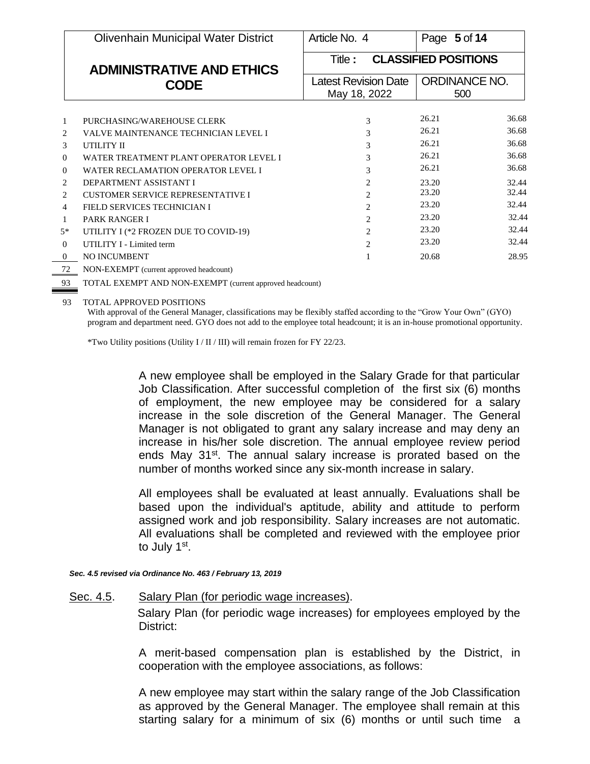| | | | | |
|---|---|---|---|---|
| 1 | PURCHASING/WAREHOUSE CLERK | 3 | 26.21 | 36.68 |
| 2 | VALVE MAINTENANCE TECHNICIAN LEVEL I | 3 | 26.21 | 36.68 |
| 3 | UTILITY II | 3 | 26.21 | 36.68 |
| 0 | WATER TREATMENT PLANT OPERATOR LEVEL I | 3 | 26.21 | 36.68 |
| 0 | WATER RECLAMATION OPERATOR LEVEL I | 3 | 26.21 | 36.68 |
| 2 | DEPARTMENT ASSISTANT I | 2 | 23.20 | 32.44 |
| 2 | CUSTOMER SERVICE REPRESENTATIVE I | 2 | 23.20 | 32.44 |
| 4 | FIELD SERVICES TECHNICIAN I | 2 | 23.20 | 32.44 |
| 1 | PARK RANGER I | 2 | 23.20 | 32.44 |
| 5* | UTILITY I (*2 FROZEN DUE TO COVID-19) | 2 | 23.20 | 32.44 |
| 0 | UTILITY I - Limited term | 2 | 23.20 | 32.44 |
| 0 | NO INCUMBENT | 1 | 20.68 | 28.95 |
| 72 | NON-EXEMPT (current approved headcount) | | | |
| 93 | TOTAL EXEMPT AND NON-EXEMPT (current approved headcount) | | | |

93 TOTAL APPROVED POSITIONS

With approval of the General Manager, classifications may be flexibly staffed according to the "Grow Your Own" (GYO) program and department need. GYO does not add to the employee total headcount; it is an in-house promotional opportunity.

*Two Utility positions (Utility I / II / III) will remain frozen for FY 22/23.

A new employee shall be employed in the Salary Grade for that particular Job Classification. After successful completion of the first six (6) months of employment, the new employee may be considered for a salary increase in the sole discretion of the General Manager. The General Manager is not obligated to grant any salary increase and may deny an increase in his/her sole discretion. The annual employee review period ends May 31st. The annual salary increase is prorated based on the number of months worked since any six-month increase in salary.

All employees shall be evaluated at least annually. Evaluations shall be based upon the individual's aptitude, ability and attitude to perform assigned work and job responsibility. Salary increases are not automatic. All evaluations shall be completed and reviewed with the employee prior to July 1st.

***Sec. 4.5 revised via Ordinance No. 463 / February 13, 2019***

Sec. 4.5. Salary Plan (for periodic wage increases).

Salary Plan (for periodic wage increases) for employees employed by the District:

A merit-based compensation plan is established by the District, in cooperation with the employee associations, as follows:

A new employee may start within the salary range of the Job Classification as approved by the General Manager. The employee shall remain at this starting salary for a minimum of six (6) months or until such time a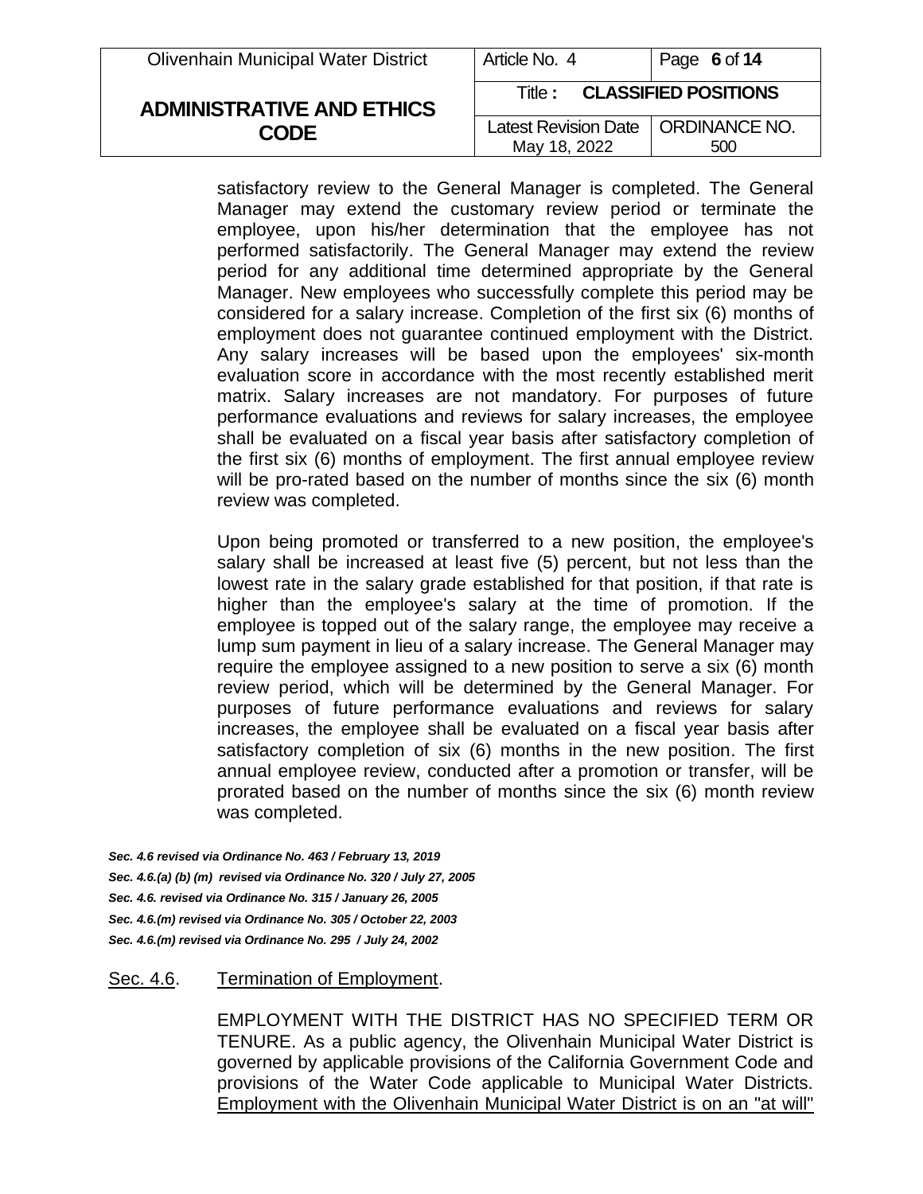satisfactory review to the General Manager is completed. The General Manager may extend the customary review period or terminate the employee, upon his/her determination that the employee has not performed satisfactorily. The General Manager may extend the review period for any additional time determined appropriate by the General Manager. New employees who successfully complete this period may be considered for a salary increase. Completion of the first six (6) months of employment does not guarantee continued employment with the District. Any salary increases will be based upon the employees' six-month evaluation score in accordance with the most recently established merit matrix. Salary increases are not mandatory. For purposes of future performance evaluations and reviews for salary increases, the employee shall be evaluated on a fiscal year basis after satisfactory completion of the first six (6) months of employment. The first annual employee review will be pro-rated based on the number of months since the six (6) month review was completed.

Upon being promoted or transferred to a new position, the employee's salary shall be increased at least five (5) percent, but not less than the lowest rate in the salary grade established for that position, if that rate is higher than the employee's salary at the time of promotion. If the employee is topped out of the salary range, the employee may receive a lump sum payment in lieu of a salary increase. The General Manager may require the employee assigned to a new position to serve a six (6) month review period, which will be determined by the General Manager. For purposes of future performance evaluations and reviews for salary increases, the employee shall be evaluated on a fiscal year basis after satisfactory completion of six (6) months in the new position. The first annual employee review, conducted after a promotion or transfer, will be prorated based on the number of months since the six (6) month review was completed.

***Sec. 4.6 revised via Ordinance No. 463 / February 13, 2019***
***Sec. 4.6.(a) (b) (m) revised via Ordinance No. 320 / July 27, 2005***
***Sec. 4.6. revised via Ordinance No. 315 / January 26, 2005***
***Sec. 4.6.(m) revised via Ordinance No. 305 / October 22, 2003***
***Sec. 4.6.(m) revised via Ordinance No. 295 / July 24, 2002***

<u>Sec. 4.6</u>. <u>Termination of Employment</u>.

EMPLOYMENT WITH THE DISTRICT HAS NO SPECIFIED TERM OR TENURE. As a public agency, the Olivenhain Municipal Water District is governed by applicable provisions of the California Government Code and provisions of the Water Code applicable to Municipal Water Districts. <u>Employment with the Olivenhain Municipal Water District is on an "at will"</u>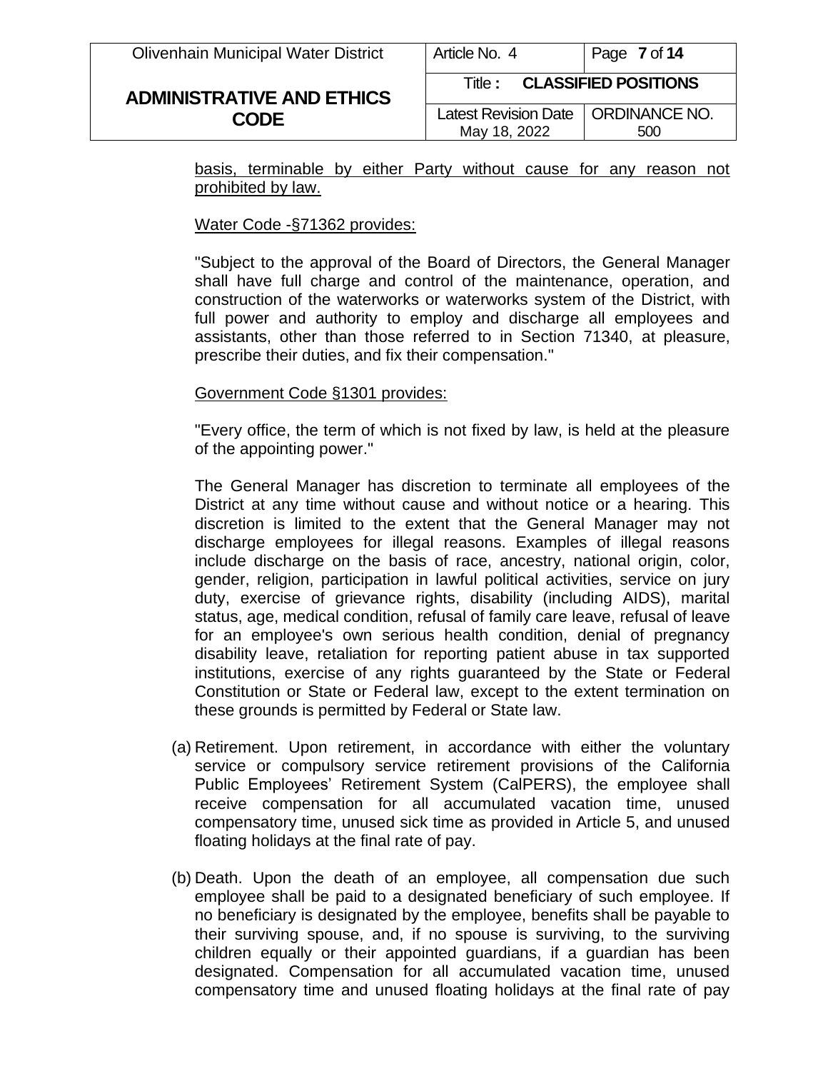basis, terminable by either Party without cause for any reason not prohibited by law.

Water Code -§71362 provides:

"Subject to the approval of the Board of Directors, the General Manager shall have full charge and control of the maintenance, operation, and construction of the waterworks or waterworks system of the District, with full power and authority to employ and discharge all employees and assistants, other than those referred to in Section 71340, at pleasure, prescribe their duties, and fix their compensation."

Government Code §1301 provides:

"Every office, the term of which is not fixed by law, is held at the pleasure of the appointing power."

The General Manager has discretion to terminate all employees of the District at any time without cause and without notice or a hearing. This discretion is limited to the extent that the General Manager may not discharge employees for illegal reasons. Examples of illegal reasons include discharge on the basis of race, ancestry, national origin, color, gender, religion, participation in lawful political activities, service on jury duty, exercise of grievance rights, disability (including AIDS), marital status, age, medical condition, refusal of family care leave, refusal of leave for an employee's own serious health condition, denial of pregnancy disability leave, retaliation for reporting patient abuse in tax supported institutions, exercise of any rights guaranteed by the State or Federal Constitution or State or Federal law, except to the extent termination on these grounds is permitted by Federal or State law.

(a) Retirement. Upon retirement, in accordance with either the voluntary service or compulsory service retirement provisions of the California Public Employees' Retirement System (CalPERS), the employee shall receive compensation for all accumulated vacation time, unused compensatory time, unused sick time as provided in Article 5, and unused floating holidays at the final rate of pay.

(b) Death. Upon the death of an employee, all compensation due such employee shall be paid to a designated beneficiary of such employee. If no beneficiary is designated by the employee, benefits shall be payable to their surviving spouse, and, if no spouse is surviving, to the surviving children equally or their appointed guardians, if a guardian has been designated. Compensation for all accumulated vacation time, unused compensatory time and unused floating holidays at the final rate of pay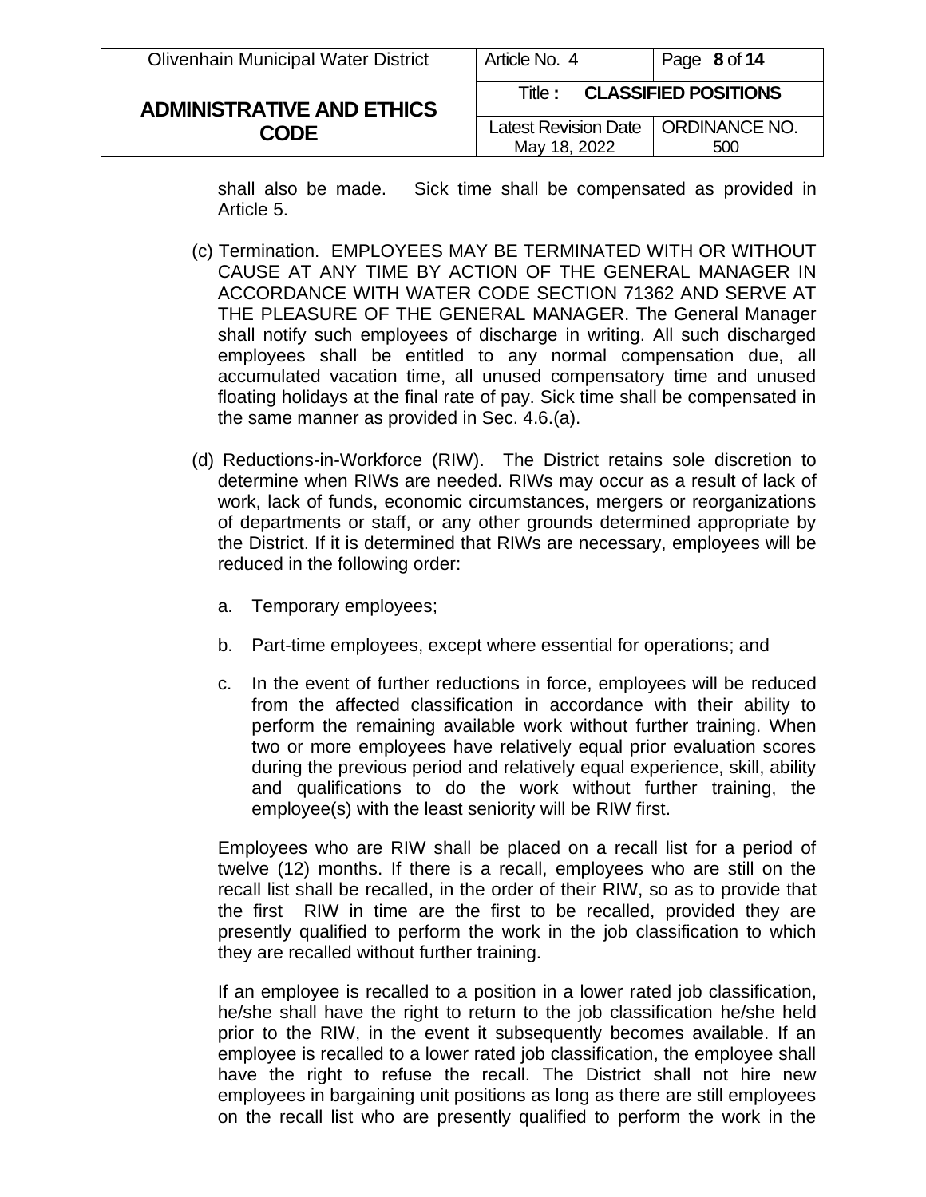shall also be made. Sick time shall be compensated as provided in Article 5.

(c) Termination. EMPLOYEES MAY BE TERMINATED WITH OR WITHOUT CAUSE AT ANY TIME BY ACTION OF THE GENERAL MANAGER IN ACCORDANCE WITH WATER CODE SECTION 71362 AND SERVE AT THE PLEASURE OF THE GENERAL MANAGER. The General Manager shall notify such employees of discharge in writing. All such discharged employees shall be entitled to any normal compensation due, all accumulated vacation time, all unused compensatory time and unused floating holidays at the final rate of pay. Sick time shall be compensated in the same manner as provided in Sec. 4.6.(a).

(d) Reductions-in-Workforce (RIW). The District retains sole discretion to determine when RIWs are needed. RIWs may occur as a result of lack of work, lack of funds, economic circumstances, mergers or reorganizations of departments or staff, or any other grounds determined appropriate by the District. If it is determined that RIWs are necessary, employees will be reduced in the following order:

a. Temporary employees;

b. Part-time employees, except where essential for operations; and

c. In the event of further reductions in force, employees will be reduced from the affected classification in accordance with their ability to perform the remaining available work without further training. When two or more employees have relatively equal prior evaluation scores during the previous period and relatively equal experience, skill, ability and qualifications to do the work without further training, the employee(s) with the least seniority will be RIW first.

Employees who are RIW shall be placed on a recall list for a period of twelve (12) months. If there is a recall, employees who are still on the recall list shall be recalled, in the order of their RIW, so as to provide that the first RIW in time are the first to be recalled, provided they are presently qualified to perform the work in the job classification to which they are recalled without further training.

If an employee is recalled to a position in a lower rated job classification, he/she shall have the right to return to the job classification he/she held prior to the RIW, in the event it subsequently becomes available. If an employee is recalled to a lower rated job classification, the employee shall have the right to refuse the recall. The District shall not hire new employees in bargaining unit positions as long as there are still employees on the recall list who are presently qualified to perform the work in the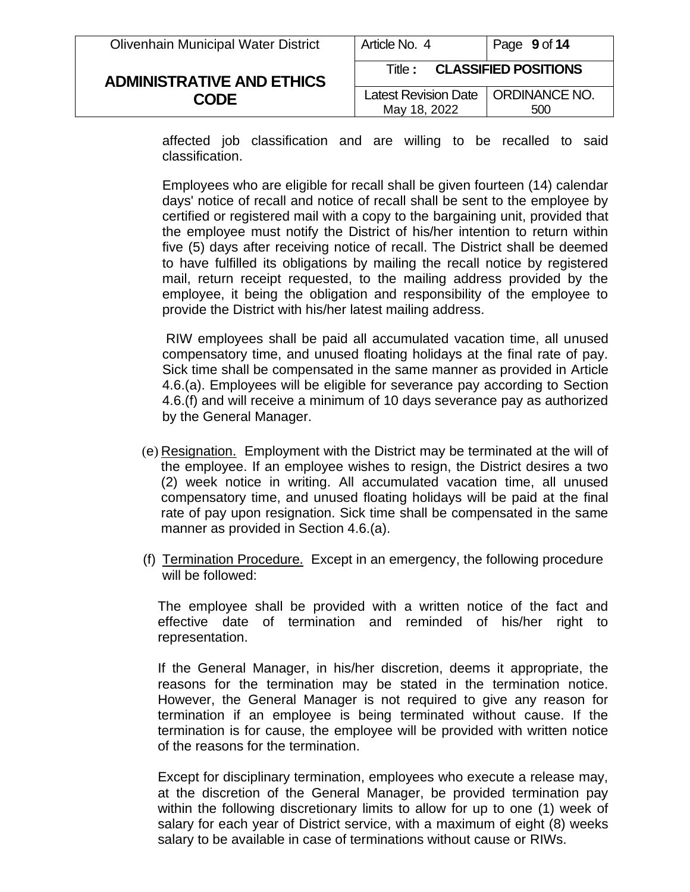affected job classification and are willing to be recalled to said classification.

Employees who are eligible for recall shall be given fourteen (14) calendar days' notice of recall and notice of recall shall be sent to the employee by certified or registered mail with a copy to the bargaining unit, provided that the employee must notify the District of his/her intention to return within five (5) days after receiving notice of recall. The District shall be deemed to have fulfilled its obligations by mailing the recall notice by registered mail, return receipt requested, to the mailing address provided by the employee, it being the obligation and responsibility of the employee to provide the District with his/her latest mailing address.

RIW employees shall be paid all accumulated vacation time, all unused compensatory time, and unused floating holidays at the final rate of pay. Sick time shall be compensated in the same manner as provided in Article 4.6.(a). Employees will be eligible for severance pay according to Section 4.6.(f) and will receive a minimum of 10 days severance pay as authorized by the General Manager.

(e) Resignation. Employment with the District may be terminated at the will of the employee. If an employee wishes to resign, the District desires a two (2) week notice in writing. All accumulated vacation time, all unused compensatory time, and unused floating holidays will be paid at the final rate of pay upon resignation. Sick time shall be compensated in the same manner as provided in Section 4.6.(a).

(f) Termination Procedure. Except in an emergency, the following procedure will be followed:

The employee shall be provided with a written notice of the fact and effective date of termination and reminded of his/her right to representation.

If the General Manager, in his/her discretion, deems it appropriate, the reasons for the termination may be stated in the termination notice. However, the General Manager is not required to give any reason for termination if an employee is being terminated without cause. If the termination is for cause, the employee will be provided with written notice of the reasons for the termination.

Except for disciplinary termination, employees who execute a release may, at the discretion of the General Manager, be provided termination pay within the following discretionary limits to allow for up to one (1) week of salary for each year of District service, with a maximum of eight (8) weeks salary to be available in case of terminations without cause or RIWs.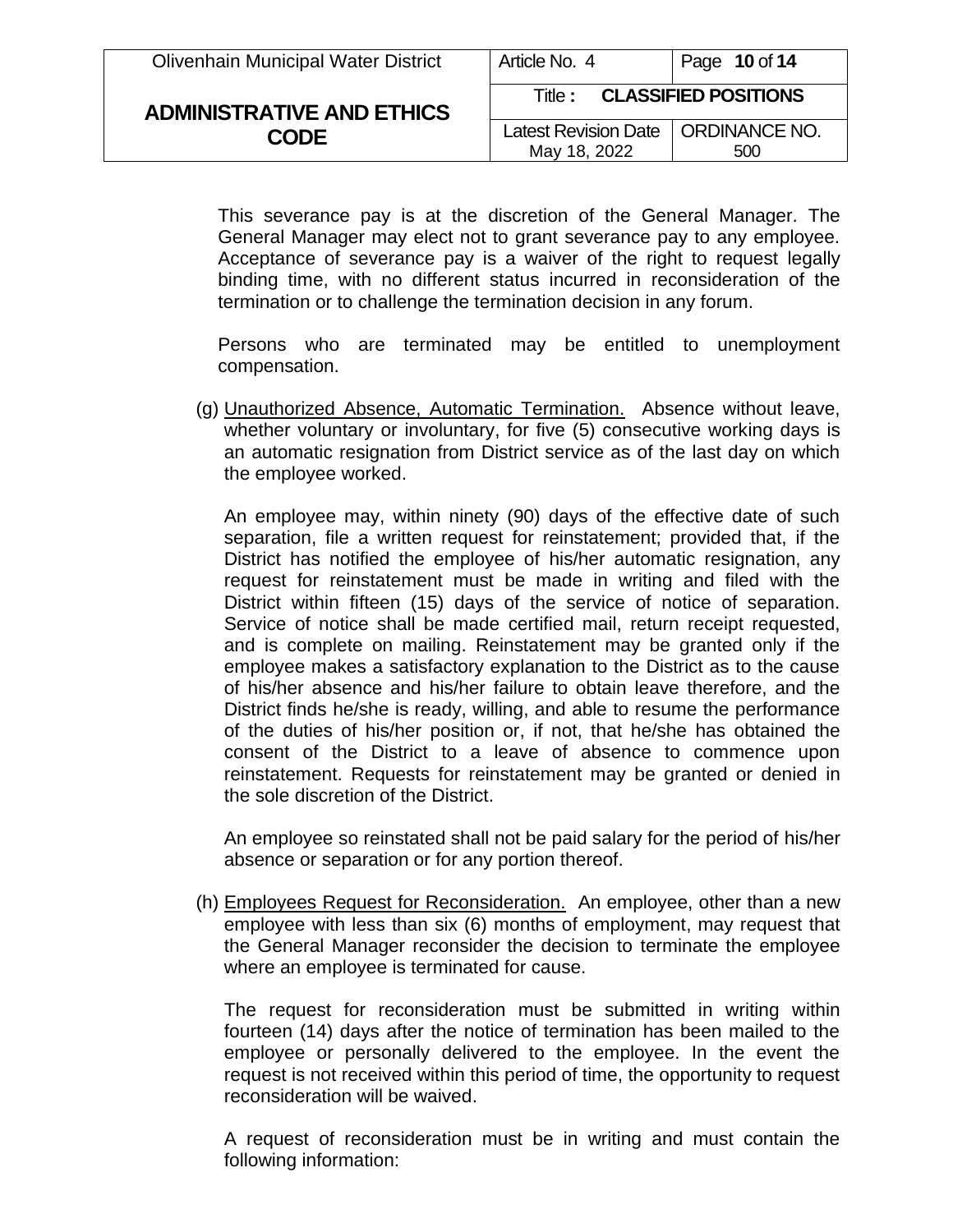This severance pay is at the discretion of the General Manager. The General Manager may elect not to grant severance pay to any employee. Acceptance of severance pay is a waiver of the right to request legally binding time, with no different status incurred in reconsideration of the termination or to challenge the termination decision in any forum.

Persons who are terminated may be entitled to unemployment compensation.

(g) Unauthorized Absence, Automatic Termination. Absence without leave, whether voluntary or involuntary, for five (5) consecutive working days is an automatic resignation from District service as of the last day on which the employee worked.

An employee may, within ninety (90) days of the effective date of such separation, file a written request for reinstatement; provided that, if the District has notified the employee of his/her automatic resignation, any request for reinstatement must be made in writing and filed with the District within fifteen (15) days of the service of notice of separation. Service of notice shall be made certified mail, return receipt requested, and is complete on mailing. Reinstatement may be granted only if the employee makes a satisfactory explanation to the District as to the cause of his/her absence and his/her failure to obtain leave therefore, and the District finds he/she is ready, willing, and able to resume the performance of the duties of his/her position or, if not, that he/she has obtained the consent of the District to a leave of absence to commence upon reinstatement. Requests for reinstatement may be granted or denied in the sole discretion of the District.

An employee so reinstated shall not be paid salary for the period of his/her absence or separation or for any portion thereof.

(h) Employees Request for Reconsideration. An employee, other than a new employee with less than six (6) months of employment, may request that the General Manager reconsider the decision to terminate the employee where an employee is terminated for cause.

The request for reconsideration must be submitted in writing within fourteen (14) days after the notice of termination has been mailed to the employee or personally delivered to the employee. In the event the request is not received within this period of time, the opportunity to request reconsideration will be waived.

A request of reconsideration must be in writing and must contain the following information: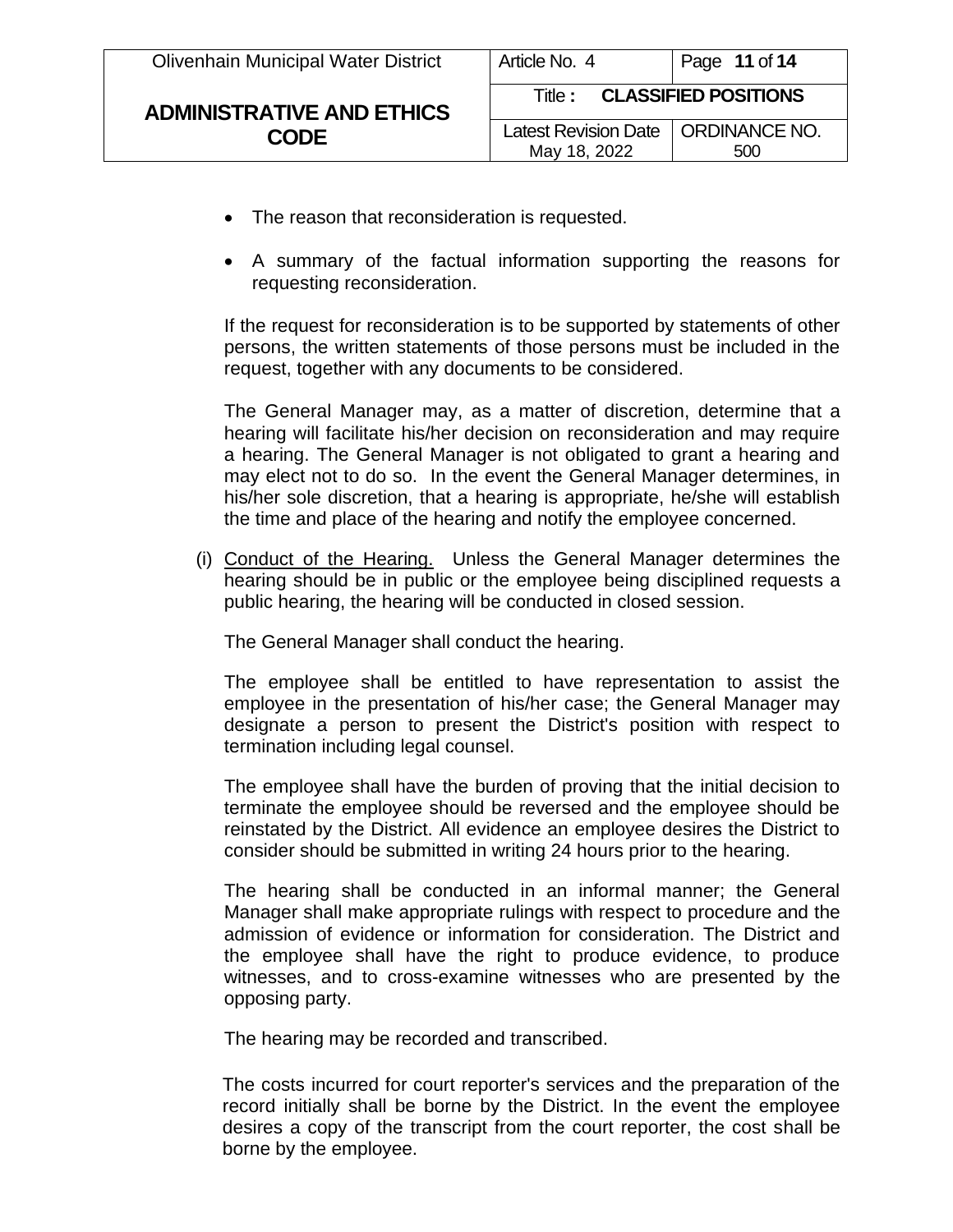- The reason that reconsideration is requested.
- A summary of the factual information supporting the reasons for requesting reconsideration.

If the request for reconsideration is to be supported by statements of other persons, the written statements of those persons must be included in the request, together with any documents to be considered.

The General Manager may, as a matter of discretion, determine that a hearing will facilitate his/her decision on reconsideration and may require a hearing. The General Manager is not obligated to grant a hearing and may elect not to do so. In the event the General Manager determines, in his/her sole discretion, that a hearing is appropriate, he/she will establish the time and place of the hearing and notify the employee concerned.

(i) Conduct of the Hearing. Unless the General Manager determines the hearing should be in public or the employee being disciplined requests a public hearing, the hearing will be conducted in closed session.

The General Manager shall conduct the hearing.

The employee shall be entitled to have representation to assist the employee in the presentation of his/her case; the General Manager may designate a person to present the District's position with respect to termination including legal counsel.

The employee shall have the burden of proving that the initial decision to terminate the employee should be reversed and the employee should be reinstated by the District. All evidence an employee desires the District to consider should be submitted in writing 24 hours prior to the hearing.

The hearing shall be conducted in an informal manner; the General Manager shall make appropriate rulings with respect to procedure and the admission of evidence or information for consideration. The District and the employee shall have the right to produce evidence, to produce witnesses, and to cross-examine witnesses who are presented by the opposing party.

The hearing may be recorded and transcribed.

The costs incurred for court reporter's services and the preparation of the record initially shall be borne by the District. In the event the employee desires a copy of the transcript from the court reporter, the cost shall be borne by the employee.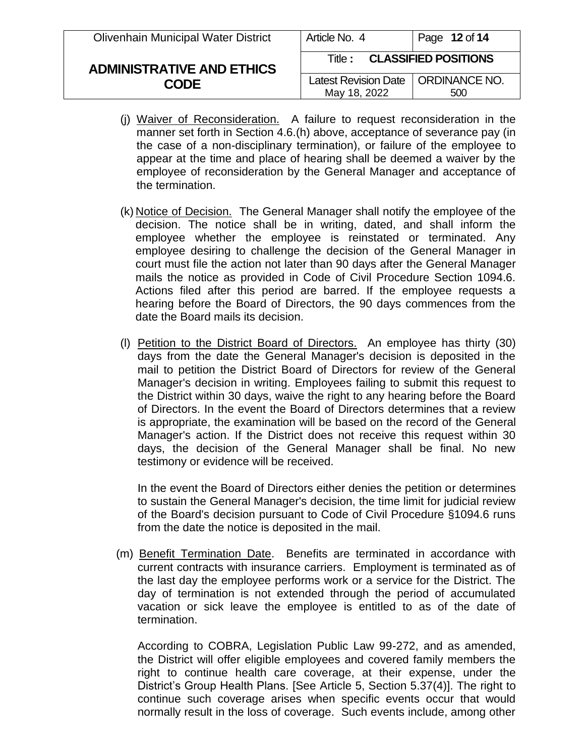(j) <u>Waiver of Reconsideration.</u> A failure to request reconsideration in the manner set forth in Section 4.6.(h) above, acceptance of severance pay (in the case of a non-disciplinary termination), or failure of the employee to appear at the time and place of hearing shall be deemed a waiver by the employee of reconsideration by the General Manager and acceptance of the termination.

(k) <u>Notice of Decision.</u> The General Manager shall notify the employee of the decision. The notice shall be in writing, dated, and shall inform the employee whether the employee is reinstated or terminated. Any employee desiring to challenge the decision of the General Manager in court must file the action not later than 90 days after the General Manager mails the notice as provided in Code of Civil Procedure Section 1094.6. Actions filed after this period are barred. If the employee requests a hearing before the Board of Directors, the 90 days commences from the date the Board mails its decision.

(l) <u>Petition to the District Board of Directors.</u> An employee has thirty (30) days from the date the General Manager's decision is deposited in the mail to petition the District Board of Directors for review of the General Manager's decision in writing. Employees failing to submit this request to the District within 30 days, waive the right to any hearing before the Board of Directors. In the event the Board of Directors determines that a review is appropriate, the examination will be based on the record of the General Manager's action. If the District does not receive this request within 30 days, the decision of the General Manager shall be final. No new testimony or evidence will be received.

In the event the Board of Directors either denies the petition or determines to sustain the General Manager's decision, the time limit for judicial review of the Board's decision pursuant to Code of Civil Procedure §1094.6 runs from the date the notice is deposited in the mail.

(m) <u>Benefit Termination Date</u>. Benefits are terminated in accordance with current contracts with insurance carriers. Employment is terminated as of the last day the employee performs work or a service for the District. The day of termination is not extended through the period of accumulated vacation or sick leave the employee is entitled to as of the date of termination.

According to COBRA, Legislation Public Law 99-272, and as amended, the District will offer eligible employees and covered family members the right to continue health care coverage, at their expense, under the District's Group Health Plans. [See Article 5, Section 5.37(4)]. The right to continue such coverage arises when specific events occur that would normally result in the loss of coverage. Such events include, among other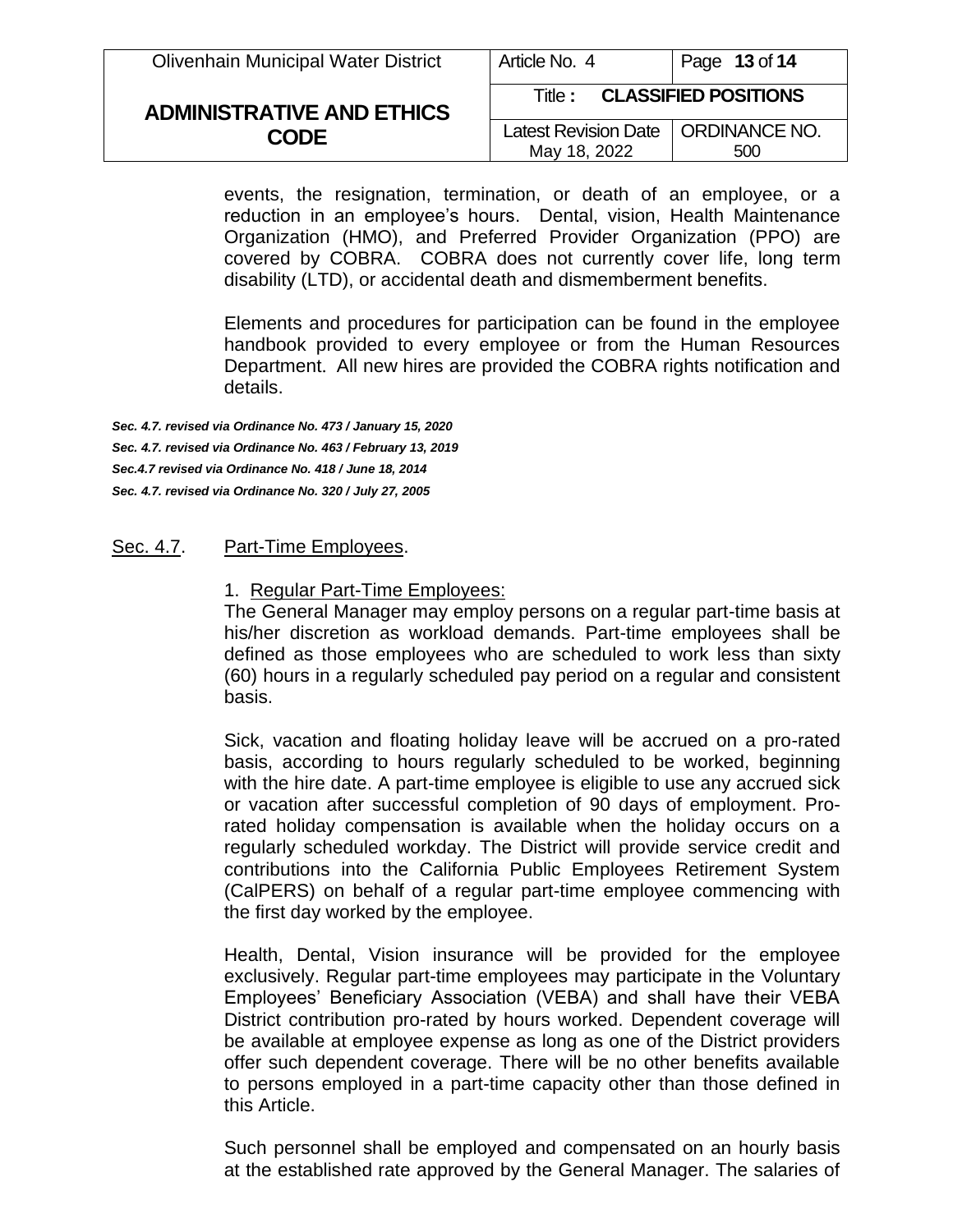events, the resignation, termination, or death of an employee, or a reduction in an employee's hours. Dental, vision, Health Maintenance Organization (HMO), and Preferred Provider Organization (PPO) are covered by COBRA. COBRA does not currently cover life, long term disability (LTD), or accidental death and dismemberment benefits.

Elements and procedures for participation can be found in the employee handbook provided to every employee or from the Human Resources Department. All new hires are provided the COBRA rights notification and details.

***Sec. 4.7. revised via Ordinance No. 473 / January 15, 2020***

***Sec. 4.7. revised via Ordinance No. 463 / February 13, 2019***

***Sec.4.7 revised via Ordinance No. 418 / June 18, 2014***

***Sec. 4.7. revised via Ordinance No. 320 / July 27, 2005***

## Sec. 4.7. Part-Time Employees.

1. Regular Part-Time Employees:

The General Manager may employ persons on a regular part-time basis at his/her discretion as workload demands. Part-time employees shall be defined as those employees who are scheduled to work less than sixty (60) hours in a regularly scheduled pay period on a regular and consistent basis.

Sick, vacation and floating holiday leave will be accrued on a pro-rated basis, according to hours regularly scheduled to be worked, beginning with the hire date. A part-time employee is eligible to use any accrued sick or vacation after successful completion of 90 days of employment. Pro-rated holiday compensation is available when the holiday occurs on a regularly scheduled workday. The District will provide service credit and contributions into the California Public Employees Retirement System (CalPERS) on behalf of a regular part-time employee commencing with the first day worked by the employee.

Health, Dental, Vision insurance will be provided for the employee exclusively. Regular part-time employees may participate in the Voluntary Employees' Beneficiary Association (VEBA) and shall have their VEBA District contribution pro-rated by hours worked. Dependent coverage will be available at employee expense as long as one of the District providers offer such dependent coverage. There will be no other benefits available to persons employed in a part-time capacity other than those defined in this Article.

Such personnel shall be employed and compensated on an hourly basis at the established rate approved by the General Manager. The salaries of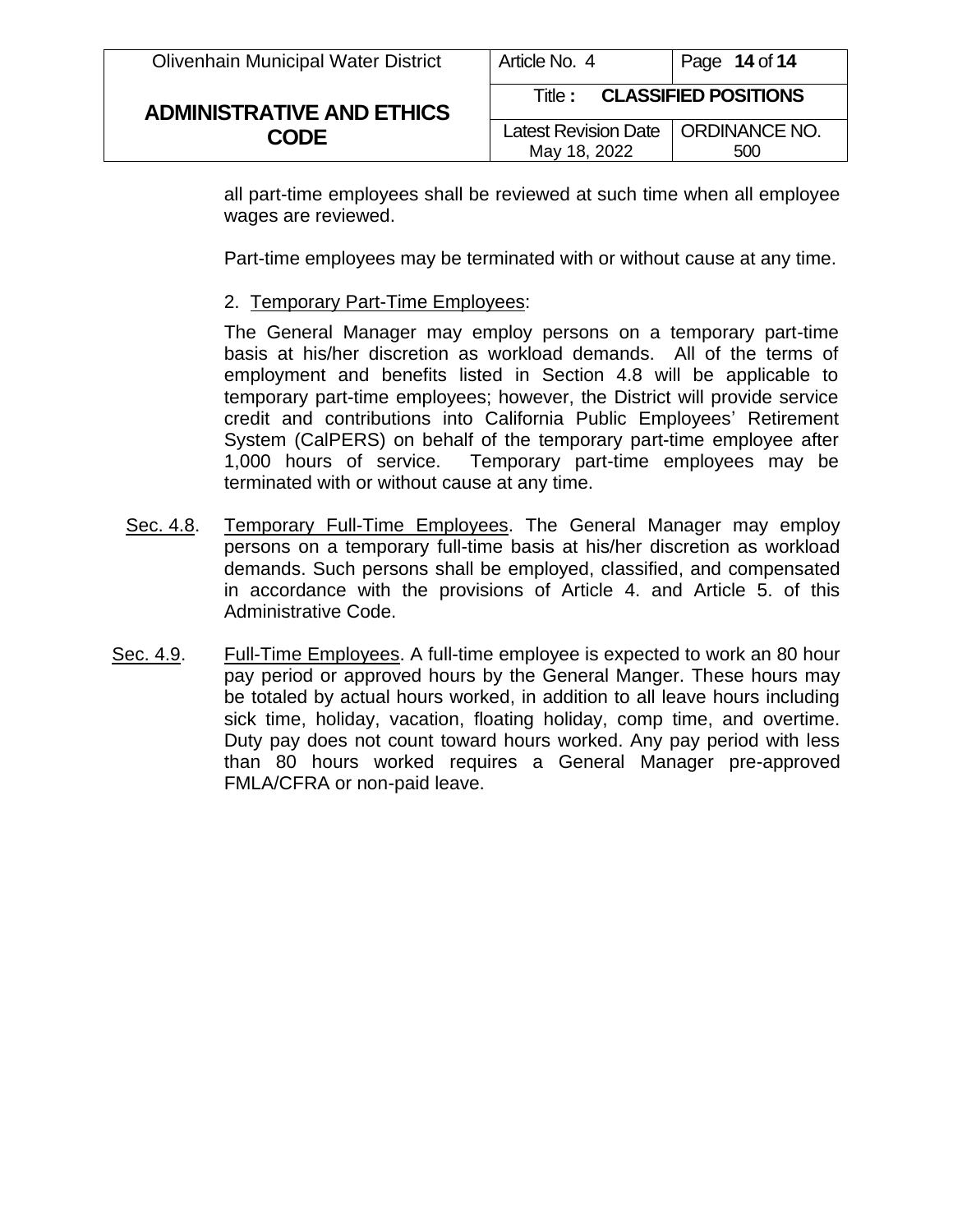all part-time employees shall be reviewed at such time when all employee wages are reviewed.

Part-time employees may be terminated with or without cause at any time.

2. Temporary Part-Time Employees:

The General Manager may employ persons on a temporary part-time basis at his/her discretion as workload demands. All of the terms of employment and benefits listed in Section 4.8 will be applicable to temporary part-time employees; however, the District will provide service credit and contributions into California Public Employees' Retirement System (CalPERS) on behalf of the temporary part-time employee after 1,000 hours of service. Temporary part-time employees may be terminated with or without cause at any time.

Sec. 4.8. Temporary Full-Time Employees. The General Manager may employ persons on a temporary full-time basis at his/her discretion as workload demands. Such persons shall be employed, classified, and compensated in accordance with the provisions of Article 4. and Article 5. of this Administrative Code.

Sec. 4.9. Full-Time Employees. A full-time employee is expected to work an 80 hour pay period or approved hours by the General Manger. These hours may be totaled by actual hours worked, in addition to all leave hours including sick time, holiday, vacation, floating holiday, comp time, and overtime. Duty pay does not count toward hours worked. Any pay period with less than 80 hours worked requires a General Manager pre-approved FMLA/CFRA or non-paid leave.